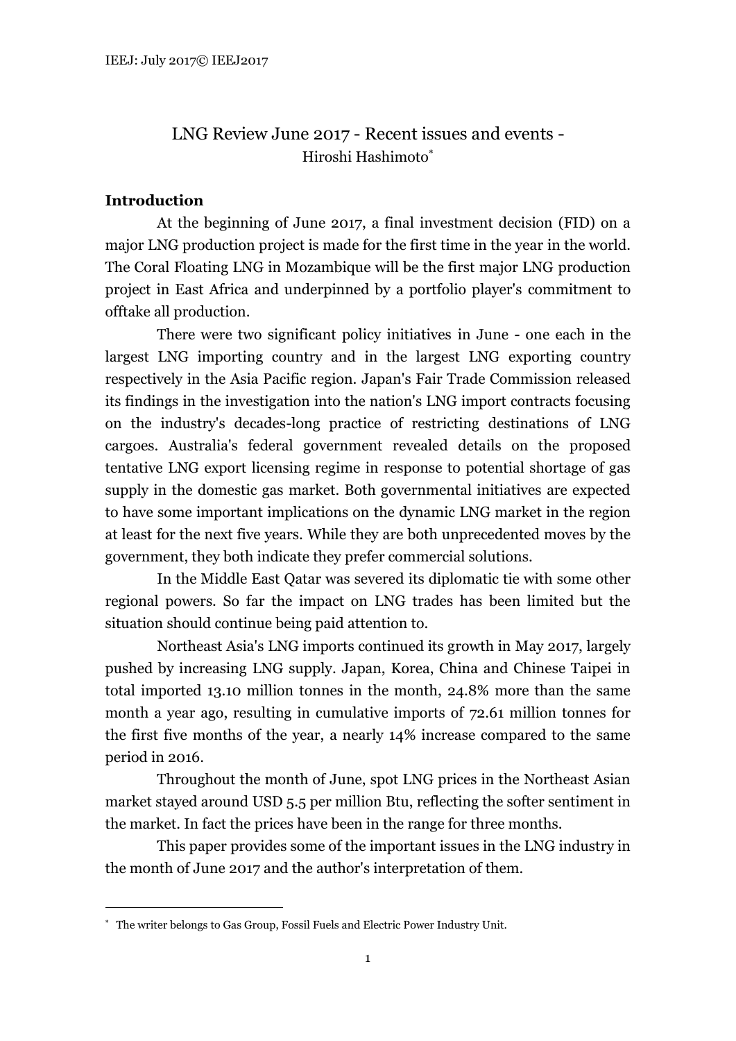# LNG Review June 2017 - Recent issues and events -

Hiroshi Hashimoto[*]

## Introduction

At the beginning of June 2017, a final investment decision (FID) on a major LNG production project is made for the first time in the year in the world. The Coral Floating LNG in Mozambique will be the first major LNG production project in East Africa and underpinned by a portfolio player's commitment to offtake all production.

There were two significant policy initiatives in June - one each in the largest LNG importing country and in the largest LNG exporting country respectively in the Asia Pacific region. Japan's Fair Trade Commission released its findings in the investigation into the nation's LNG import contracts focusing on the industry's decades-long practice of restricting destinations of LNG cargoes. Australia's federal government revealed details on the proposed tentative LNG export licensing regime in response to potential shortage of gas supply in the domestic gas market. Both governmental initiatives are expected to have some important implications on the dynamic LNG market in the region at least for the next five years. While they are both unprecedented moves by the government, they both indicate they prefer commercial solutions.

In the Middle East Qatar was severed its diplomatic tie with some other regional powers. So far the impact on LNG trades has been limited but the situation should continue being paid attention to.

Northeast Asia's LNG imports continued its growth in May 2017, largely pushed by increasing LNG supply. Japan, Korea, China and Chinese Taipei in total imported 13.10 million tonnes in the month, 24.8% more than the same month a year ago, resulting in cumulative imports of 72.61 million tonnes for the first five months of the year, a nearly 14% increase compared to the same period in 2016.

Throughout the month of June, spot LNG prices in the Northeast Asian market stayed around USD 5.5 per million Btu, reflecting the softer sentiment in the market. In fact the prices have been in the range for three months.

This paper provides some of the important issues in the LNG industry in the month of June 2017 and the author's interpretation of them.

---

[*] The writer belongs to Gas Group, Fossil Fuels and Electric Power Industry Unit.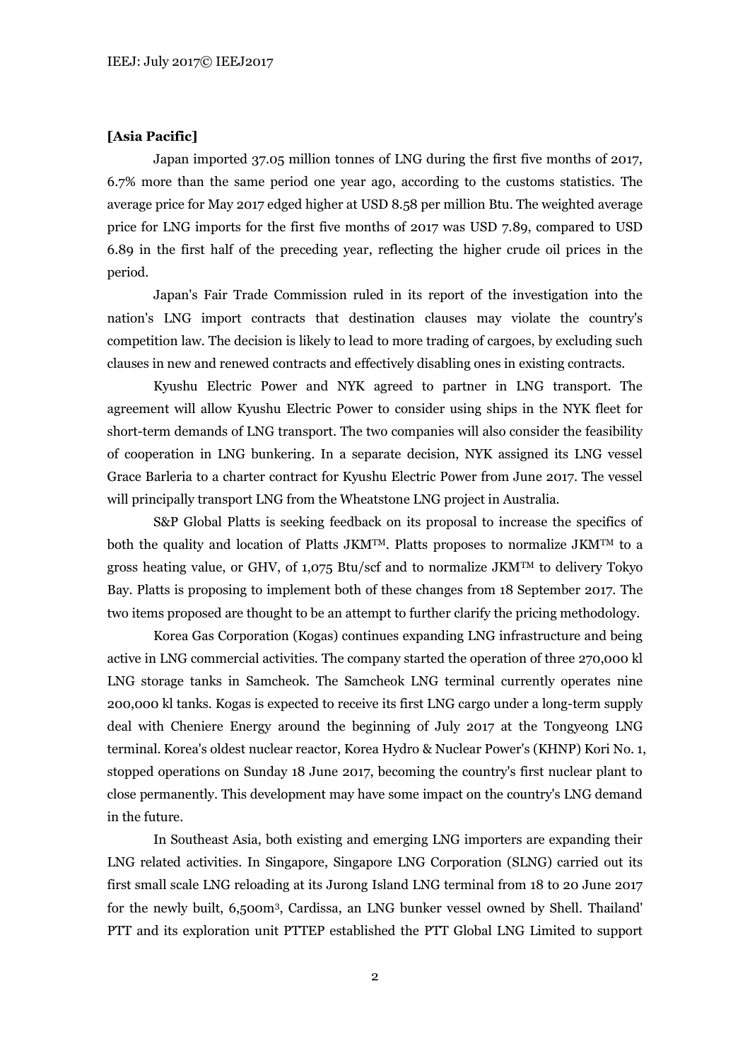**[Asia Pacific]**

Japan imported 37.05 million tonnes of LNG during the first five months of 2017, 6.7% more than the same period one year ago, according to the customs statistics. The average price for May 2017 edged higher at USD 8.58 per million Btu. The weighted average price for LNG imports for the first five months of 2017 was USD 7.89, compared to USD 6.89 in the first half of the preceding year, reflecting the higher crude oil prices in the period.

Japan's Fair Trade Commission ruled in its report of the investigation into the nation's LNG import contracts that destination clauses may violate the country's competition law. The decision is likely to lead to more trading of cargoes, by excluding such clauses in new and renewed contracts and effectively disabling ones in existing contracts.

Kyushu Electric Power and NYK agreed to partner in LNG transport. The agreement will allow Kyushu Electric Power to consider using ships in the NYK fleet for short-term demands of LNG transport. The two companies will also consider the feasibility of cooperation in LNG bunkering. In a separate decision, NYK assigned its LNG vessel Grace Barleria to a charter contract for Kyushu Electric Power from June 2017. The vessel will principally transport LNG from the Wheatstone LNG project in Australia.

S&P Global Platts is seeking feedback on its proposal to increase the specifics of both the quality and location of Platts JKM™. Platts proposes to normalize JKM™ to a gross heating value, or GHV, of 1,075 Btu/scf and to normalize JKM™ to delivery Tokyo Bay. Platts is proposing to implement both of these changes from 18 September 2017. The two items proposed are thought to be an attempt to further clarify the pricing methodology.

Korea Gas Corporation (Kogas) continues expanding LNG infrastructure and being active in LNG commercial activities. The company started the operation of three 270,000 kl LNG storage tanks in Samcheok. The Samcheok LNG terminal currently operates nine 200,000 kl tanks. Kogas is expected to receive its first LNG cargo under a long-term supply deal with Cheniere Energy around the beginning of July 2017 at the Tongyeong LNG terminal. Korea's oldest nuclear reactor, Korea Hydro & Nuclear Power's (KHNP) Kori No. 1, stopped operations on Sunday 18 June 2017, becoming the country's first nuclear plant to close permanently. This development may have some impact on the country's LNG demand in the future.

In Southeast Asia, both existing and emerging LNG importers are expanding their LNG related activities. In Singapore, Singapore LNG Corporation (SLNG) carried out its first small scale LNG reloading at its Jurong Island LNG terminal from 18 to 20 June 2017 for the newly built, 6,500m$^3$, Cardissa, an LNG bunker vessel owned by Shell. Thailand' PTT and its exploration unit PTTEP established the PTT Global LNG Limited to support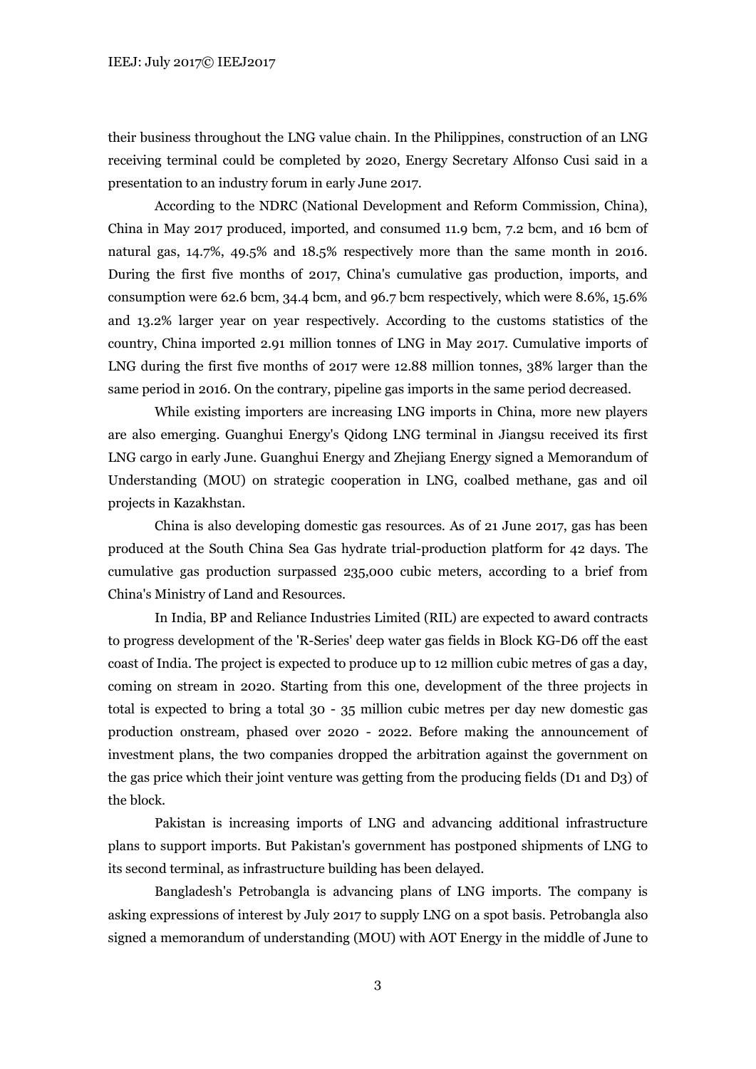their business throughout the LNG value chain. In the Philippines, construction of an LNG receiving terminal could be completed by 2020, Energy Secretary Alfonso Cusi said in a presentation to an industry forum in early June 2017.

According to the NDRC (National Development and Reform Commission, China), China in May 2017 produced, imported, and consumed 11.9 bcm, 7.2 bcm, and 16 bcm of natural gas, 14.7%, 49.5% and 18.5% respectively more than the same month in 2016. During the first five months of 2017, China's cumulative gas production, imports, and consumption were 62.6 bcm, 34.4 bcm, and 96.7 bcm respectively, which were 8.6%, 15.6% and 13.2% larger year on year respectively. According to the customs statistics of the country, China imported 2.91 million tonnes of LNG in May 2017. Cumulative imports of LNG during the first five months of 2017 were 12.88 million tonnes, 38% larger than the same period in 2016. On the contrary, pipeline gas imports in the same period decreased.

While existing importers are increasing LNG imports in China, more new players are also emerging. Guanghui Energy's Qidong LNG terminal in Jiangsu received its first LNG cargo in early June. Guanghui Energy and Zhejiang Energy signed a Memorandum of Understanding (MOU) on strategic cooperation in LNG, coalbed methane, gas and oil projects in Kazakhstan.

China is also developing domestic gas resources. As of 21 June 2017, gas has been produced at the South China Sea Gas hydrate trial-production platform for 42 days. The cumulative gas production surpassed 235,000 cubic meters, according to a brief from China's Ministry of Land and Resources.

In India, BP and Reliance Industries Limited (RIL) are expected to award contracts to progress development of the 'R-Series' deep water gas fields in Block KG-D6 off the east coast of India. The project is expected to produce up to 12 million cubic metres of gas a day, coming on stream in 2020. Starting from this one, development of the three projects in total is expected to bring a total 30 - 35 million cubic metres per day new domestic gas production onstream, phased over 2020 - 2022. Before making the announcement of investment plans, the two companies dropped the arbitration against the government on the gas price which their joint venture was getting from the producing fields (D1 and D3) of the block.

Pakistan is increasing imports of LNG and advancing additional infrastructure plans to support imports. But Pakistan's government has postponed shipments of LNG to its second terminal, as infrastructure building has been delayed.

Bangladesh's Petrobangla is advancing plans of LNG imports. The company is asking expressions of interest by July 2017 to supply LNG on a spot basis. Petrobangla also signed a memorandum of understanding (MOU) with AOT Energy in the middle of June to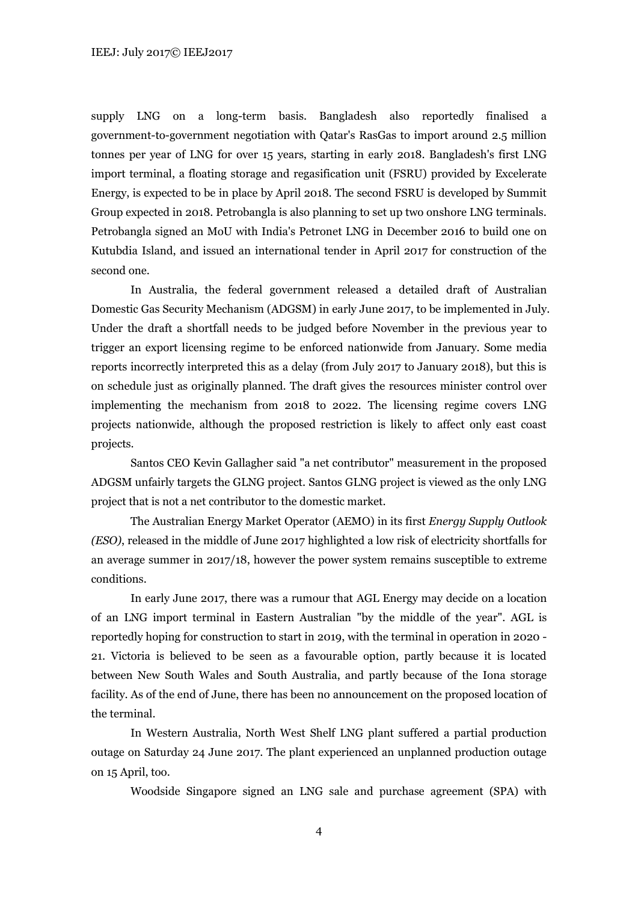supply LNG on a long-term basis. Bangladesh also reportedly finalised a government-to-government negotiation with Qatar's RasGas to import around 2.5 million tonnes per year of LNG for over 15 years, starting in early 2018. Bangladesh's first LNG import terminal, a floating storage and regasification unit (FSRU) provided by Excelerate Energy, is expected to be in place by April 2018. The second FSRU is developed by Summit Group expected in 2018. Petrobangla is also planning to set up two onshore LNG terminals. Petrobangla signed an MoU with India's Petronet LNG in December 2016 to build one on Kutubdia Island, and issued an international tender in April 2017 for construction of the second one.

In Australia, the federal government released a detailed draft of Australian Domestic Gas Security Mechanism (ADGSM) in early June 2017, to be implemented in July. Under the draft a shortfall needs to be judged before November in the previous year to trigger an export licensing regime to be enforced nationwide from January. Some media reports incorrectly interpreted this as a delay (from July 2017 to January 2018), but this is on schedule just as originally planned. The draft gives the resources minister control over implementing the mechanism from 2018 to 2022. The licensing regime covers LNG projects nationwide, although the proposed restriction is likely to affect only east coast projects.

Santos CEO Kevin Gallagher said "a net contributor" measurement in the proposed ADGSM unfairly targets the GLNG project. Santos GLNG project is viewed as the only LNG project that is not a net contributor to the domestic market.

The Australian Energy Market Operator (AEMO) in its first *Energy Supply Outlook (ESO)*, released in the middle of June 2017 highlighted a low risk of electricity shortfalls for an average summer in 2017/18, however the power system remains susceptible to extreme conditions.

In early June 2017, there was a rumour that AGL Energy may decide on a location of an LNG import terminal in Eastern Australian "by the middle of the year". AGL is reportedly hoping for construction to start in 2019, with the terminal in operation in 2020 - 21. Victoria is believed to be seen as a favourable option, partly because it is located between New South Wales and South Australia, and partly because of the Iona storage facility. As of the end of June, there has been no announcement on the proposed location of the terminal.

In Western Australia, North West Shelf LNG plant suffered a partial production outage on Saturday 24 June 2017. The plant experienced an unplanned production outage on 15 April, too.

Woodside Singapore signed an LNG sale and purchase agreement (SPA) with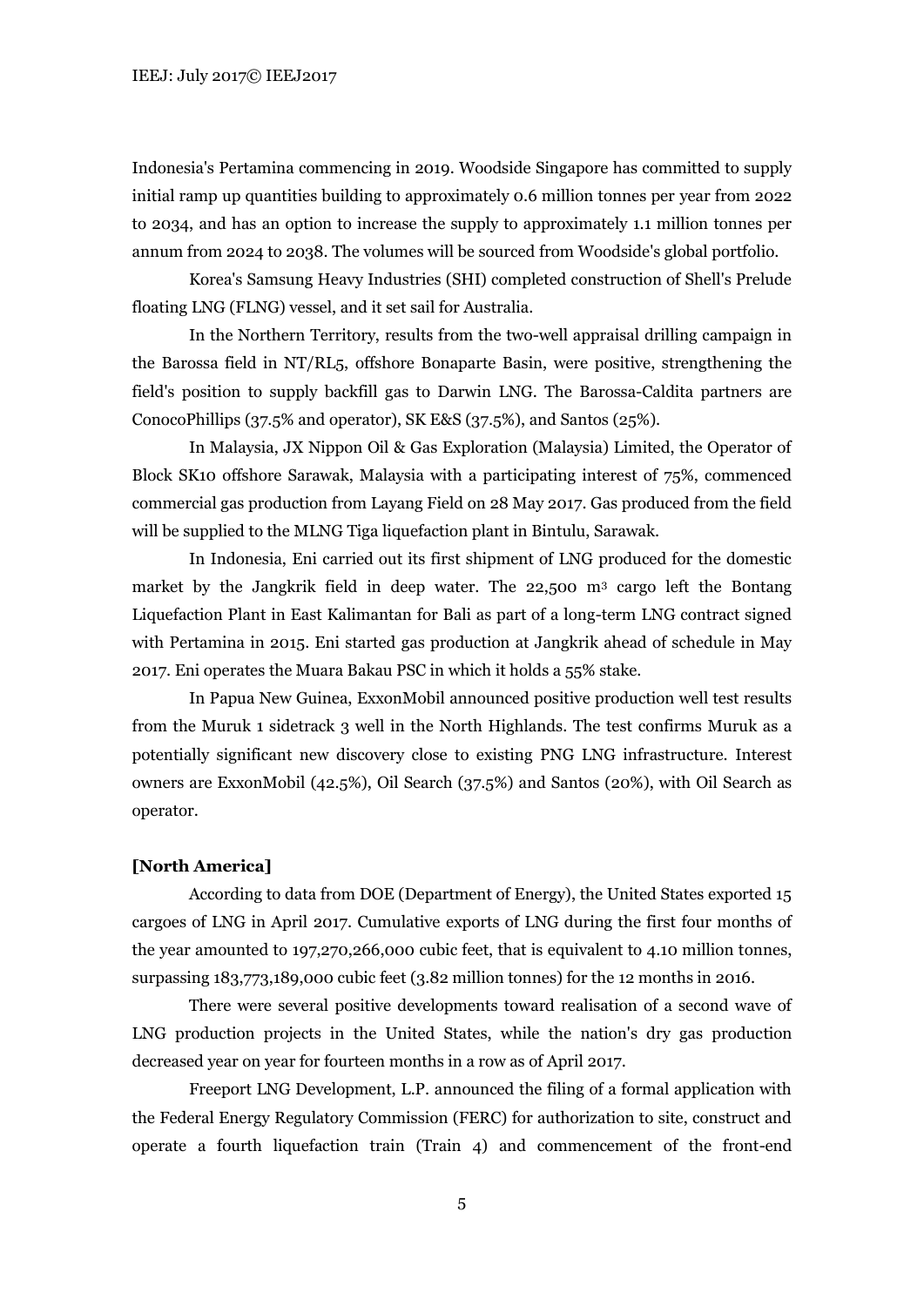Indonesia's Pertamina commencing in 2019. Woodside Singapore has committed to supply initial ramp up quantities building to approximately 0.6 million tonnes per year from 2022 to 2034, and has an option to increase the supply to approximately 1.1 million tonnes per annum from 2024 to 2038. The volumes will be sourced from Woodside's global portfolio.

Korea's Samsung Heavy Industries (SHI) completed construction of Shell's Prelude floating LNG (FLNG) vessel, and it set sail for Australia.

In the Northern Territory, results from the two-well appraisal drilling campaign in the Barossa field in NT/RL5, offshore Bonaparte Basin, were positive, strengthening the field's position to supply backfill gas to Darwin LNG. The Barossa-Caldita partners are ConocoPhillips (37.5% and operator), SK E&S (37.5%), and Santos (25%).

In Malaysia, JX Nippon Oil & Gas Exploration (Malaysia) Limited, the Operator of Block SK10 offshore Sarawak, Malaysia with a participating interest of 75%, commenced commercial gas production from Layang Field on 28 May 2017. Gas produced from the field will be supplied to the MLNG Tiga liquefaction plant in Bintulu, Sarawak.

In Indonesia, Eni carried out its first shipment of LNG produced for the domestic market by the Jangkrik field in deep water. The 22,500 $m^3$ cargo left the Bontang Liquefaction Plant in East Kalimantan for Bali as part of a long-term LNG contract signed with Pertamina in 2015. Eni started gas production at Jangkrik ahead of schedule in May 2017. Eni operates the Muara Bakau PSC in which it holds a 55% stake.

In Papua New Guinea, ExxonMobil announced positive production well test results from the Muruk 1 sidetrack 3 well in the North Highlands. The test confirms Muruk as a potentially significant new discovery close to existing PNG LNG infrastructure. Interest owners are ExxonMobil (42.5%), Oil Search (37.5%) and Santos (20%), with Oil Search as operator.

**[North America]**

According to data from DOE (Department of Energy), the United States exported 15 cargoes of LNG in April 2017. Cumulative exports of LNG during the first four months of the year amounted to 197,270,266,000 cubic feet, that is equivalent to 4.10 million tonnes, surpassing 183,773,189,000 cubic feet (3.82 million tonnes) for the 12 months in 2016.

There were several positive developments toward realisation of a second wave of LNG production projects in the United States, while the nation's dry gas production decreased year on year for fourteen months in a row as of April 2017.

Freeport LNG Development, L.P. announced the filing of a formal application with the Federal Energy Regulatory Commission (FERC) for authorization to site, construct and operate a fourth liquefaction train (Train 4) and commencement of the front-end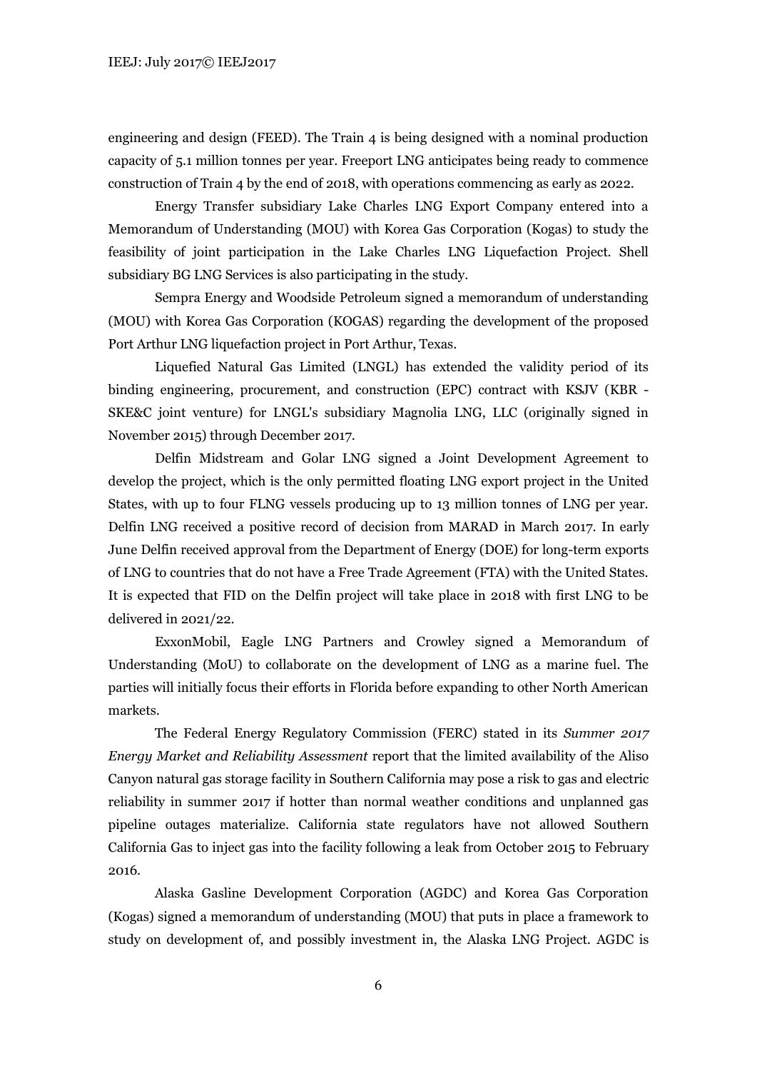engineering and design (FEED). The Train 4 is being designed with a nominal production capacity of 5.1 million tonnes per year. Freeport LNG anticipates being ready to commence construction of Train 4 by the end of 2018, with operations commencing as early as 2022.

Energy Transfer subsidiary Lake Charles LNG Export Company entered into a Memorandum of Understanding (MOU) with Korea Gas Corporation (Kogas) to study the feasibility of joint participation in the Lake Charles LNG Liquefaction Project. Shell subsidiary BG LNG Services is also participating in the study.

Sempra Energy and Woodside Petroleum signed a memorandum of understanding (MOU) with Korea Gas Corporation (KOGAS) regarding the development of the proposed Port Arthur LNG liquefaction project in Port Arthur, Texas.

Liquefied Natural Gas Limited (LNGL) has extended the validity period of its binding engineering, procurement, and construction (EPC) contract with KSJV (KBR - SKE&C joint venture) for LNGL's subsidiary Magnolia LNG, LLC (originally signed in November 2015) through December 2017.

Delfin Midstream and Golar LNG signed a Joint Development Agreement to develop the project, which is the only permitted floating LNG export project in the United States, with up to four FLNG vessels producing up to 13 million tonnes of LNG per year. Delfin LNG received a positive record of decision from MARAD in March 2017. In early June Delfin received approval from the Department of Energy (DOE) for long-term exports of LNG to countries that do not have a Free Trade Agreement (FTA) with the United States. It is expected that FID on the Delfin project will take place in 2018 with first LNG to be delivered in 2021/22.

ExxonMobil, Eagle LNG Partners and Crowley signed a Memorandum of Understanding (MoU) to collaborate on the development of LNG as a marine fuel. The parties will initially focus their efforts in Florida before expanding to other North American markets.

The Federal Energy Regulatory Commission (FERC) stated in its *Summer 2017 Energy Market and Reliability Assessment* report that the limited availability of the Aliso Canyon natural gas storage facility in Southern California may pose a risk to gas and electric reliability in summer 2017 if hotter than normal weather conditions and unplanned gas pipeline outages materialize. California state regulators have not allowed Southern California Gas to inject gas into the facility following a leak from October 2015 to February 2016.

Alaska Gasline Development Corporation (AGDC) and Korea Gas Corporation (Kogas) signed a memorandum of understanding (MOU) that puts in place a framework to study on development of, and possibly investment in, the Alaska LNG Project. AGDC is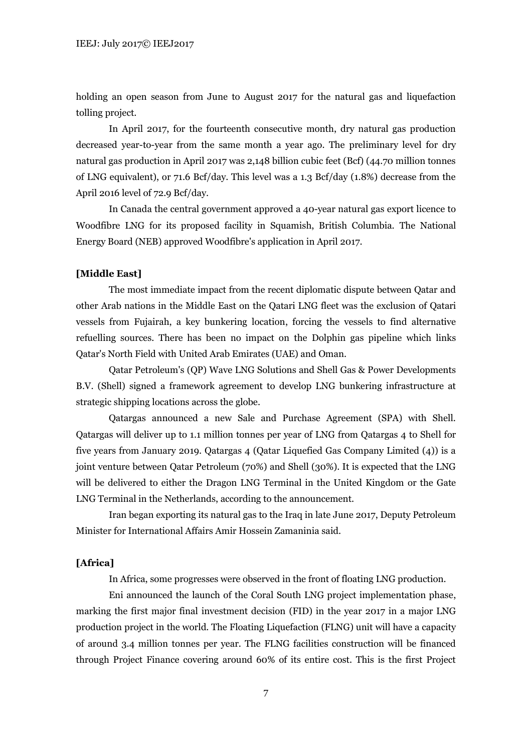holding an open season from June to August 2017 for the natural gas and liquefaction tolling project.

In April 2017, for the fourteenth consecutive month, dry natural gas production decreased year-to-year from the same month a year ago. The preliminary level for dry natural gas production in April 2017 was 2,148 billion cubic feet (Bcf) (44.70 million tonnes of LNG equivalent), or 71.6 Bcf/day. This level was a 1.3 Bcf/day (1.8%) decrease from the April 2016 level of 72.9 Bcf/day.

In Canada the central government approved a 40-year natural gas export licence to Woodfibre LNG for its proposed facility in Squamish, British Columbia. The National Energy Board (NEB) approved Woodfibre's application in April 2017.

**[Middle East]**

The most immediate impact from the recent diplomatic dispute between Qatar and other Arab nations in the Middle East on the Qatari LNG fleet was the exclusion of Qatari vessels from Fujairah, a key bunkering location, forcing the vessels to find alternative refuelling sources. There has been no impact on the Dolphin gas pipeline which links Qatar's North Field with United Arab Emirates (UAE) and Oman.

Qatar Petroleum's (QP) Wave LNG Solutions and Shell Gas & Power Developments B.V. (Shell) signed a framework agreement to develop LNG bunkering infrastructure at strategic shipping locations across the globe.

Qatargas announced a new Sale and Purchase Agreement (SPA) with Shell. Qatargas will deliver up to 1.1 million tonnes per year of LNG from Qatargas 4 to Shell for five years from January 2019. Qatargas 4 (Qatar Liquefied Gas Company Limited (4)) is a joint venture between Qatar Petroleum (70%) and Shell (30%). It is expected that the LNG will be delivered to either the Dragon LNG Terminal in the United Kingdom or the Gate LNG Terminal in the Netherlands, according to the announcement.

Iran began exporting its natural gas to the Iraq in late June 2017, Deputy Petroleum Minister for International Affairs Amir Hossein Zamaninia said.

**[Africa]**

In Africa, some progresses were observed in the front of floating LNG production.

Eni announced the launch of the Coral South LNG project implementation phase, marking the first major final investment decision (FID) in the year 2017 in a major LNG production project in the world. The Floating Liquefaction (FLNG) unit will have a capacity of around 3.4 million tonnes per year. The FLNG facilities construction will be financed through Project Finance covering around 60% of its entire cost. This is the first Project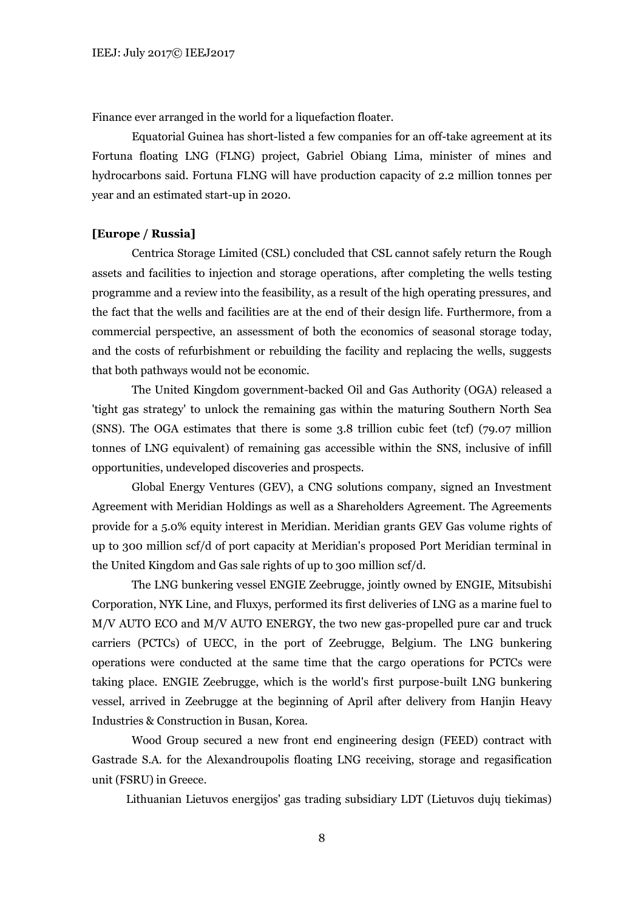Finance ever arranged in the world for a liquefaction floater.

Equatorial Guinea has short-listed a few companies for an off-take agreement at its Fortuna floating LNG (FLNG) project, Gabriel Obiang Lima, minister of mines and hydrocarbons said. Fortuna FLNG will have production capacity of 2.2 million tonnes per year and an estimated start-up in 2020.

**[Europe / Russia]**

Centrica Storage Limited (CSL) concluded that CSL cannot safely return the Rough assets and facilities to injection and storage operations, after completing the wells testing programme and a review into the feasibility, as a result of the high operating pressures, and the fact that the wells and facilities are at the end of their design life. Furthermore, from a commercial perspective, an assessment of both the economics of seasonal storage today, and the costs of refurbishment or rebuilding the facility and replacing the wells, suggests that both pathways would not be economic.

The United Kingdom government-backed Oil and Gas Authority (OGA) released a 'tight gas strategy' to unlock the remaining gas within the maturing Southern North Sea (SNS). The OGA estimates that there is some 3.8 trillion cubic feet (tcf) (79.07 million tonnes of LNG equivalent) of remaining gas accessible within the SNS, inclusive of infill opportunities, undeveloped discoveries and prospects.

Global Energy Ventures (GEV), a CNG solutions company, signed an Investment Agreement with Meridian Holdings as well as a Shareholders Agreement. The Agreements provide for a 5.0% equity interest in Meridian. Meridian grants GEV Gas volume rights of up to 300 million scf/d of port capacity at Meridian's proposed Port Meridian terminal in the United Kingdom and Gas sale rights of up to 300 million scf/d.

The LNG bunkering vessel ENGIE Zeebrugge, jointly owned by ENGIE, Mitsubishi Corporation, NYK Line, and Fluxys, performed its first deliveries of LNG as a marine fuel to M/V AUTO ECO and M/V AUTO ENERGY, the two new gas-propelled pure car and truck carriers (PCTCs) of UECC, in the port of Zeebrugge, Belgium. The LNG bunkering operations were conducted at the same time that the cargo operations for PCTCs were taking place. ENGIE Zeebrugge, which is the world's first purpose-built LNG bunkering vessel, arrived in Zeebrugge at the beginning of April after delivery from Hanjin Heavy Industries & Construction in Busan, Korea.

Wood Group secured a new front end engineering design (FEED) contract with Gastrade S.A. for the Alexandroupolis floating LNG receiving, storage and regasification unit (FSRU) in Greece.

Lithuanian Lietuvos energijos' gas trading subsidiary LDT (Lietuvos dujų tiekimas)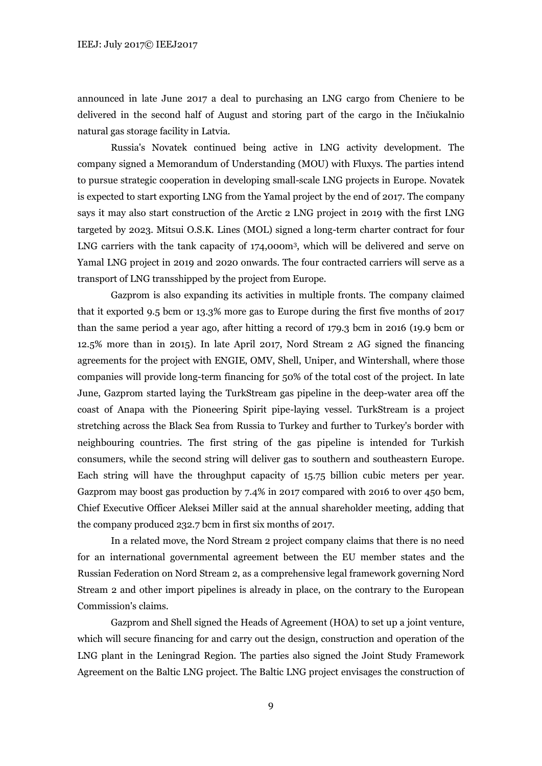announced in late June 2017 a deal to purchasing an LNG cargo from Cheniere to be delivered in the second half of August and storing part of the cargo in the Inčiukalnio natural gas storage facility in Latvia.

Russia's Novatek continued being active in LNG activity development. The company signed a Memorandum of Understanding (MOU) with Fluxys. The parties intend to pursue strategic cooperation in developing small-scale LNG projects in Europe. Novatek is expected to start exporting LNG from the Yamal project by the end of 2017. The company says it may also start construction of the Arctic 2 LNG project in 2019 with the first LNG targeted by 2023. Mitsui O.S.K. Lines (MOL) signed a long-term charter contract for four LNG carriers with the tank capacity of 174,000m$^3$, which will be delivered and serve on Yamal LNG project in 2019 and 2020 onwards. The four contracted carriers will serve as a transport of LNG transshipped by the project from Europe.

Gazprom is also expanding its activities in multiple fronts. The company claimed that it exported 9.5 bcm or 13.3% more gas to Europe during the first five months of 2017 than the same period a year ago, after hitting a record of 179.3 bcm in 2016 (19.9 bcm or 12.5% more than in 2015). In late April 2017, Nord Stream 2 AG signed the financing agreements for the project with ENGIE, OMV, Shell, Uniper, and Wintershall, where those companies will provide long-term financing for 50% of the total cost of the project. In late June, Gazprom started laying the TurkStream gas pipeline in the deep-water area off the coast of Anapa with the Pioneering Spirit pipe-laying vessel. TurkStream is a project stretching across the Black Sea from Russia to Turkey and further to Turkey's border with neighbouring countries. The first string of the gas pipeline is intended for Turkish consumers, while the second string will deliver gas to southern and southeastern Europe. Each string will have the throughput capacity of 15.75 billion cubic meters per year. Gazprom may boost gas production by 7.4% in 2017 compared with 2016 to over 450 bcm, Chief Executive Officer Aleksei Miller said at the annual shareholder meeting, adding that the company produced 232.7 bcm in first six months of 2017.

In a related move, the Nord Stream 2 project company claims that there is no need for an international governmental agreement between the EU member states and the Russian Federation on Nord Stream 2, as a comprehensive legal framework governing Nord Stream 2 and other import pipelines is already in place, on the contrary to the European Commission's claims.

Gazprom and Shell signed the Heads of Agreement (HOA) to set up a joint venture, which will secure financing for and carry out the design, construction and operation of the LNG plant in the Leningrad Region. The parties also signed the Joint Study Framework Agreement on the Baltic LNG project. The Baltic LNG project envisages the construction of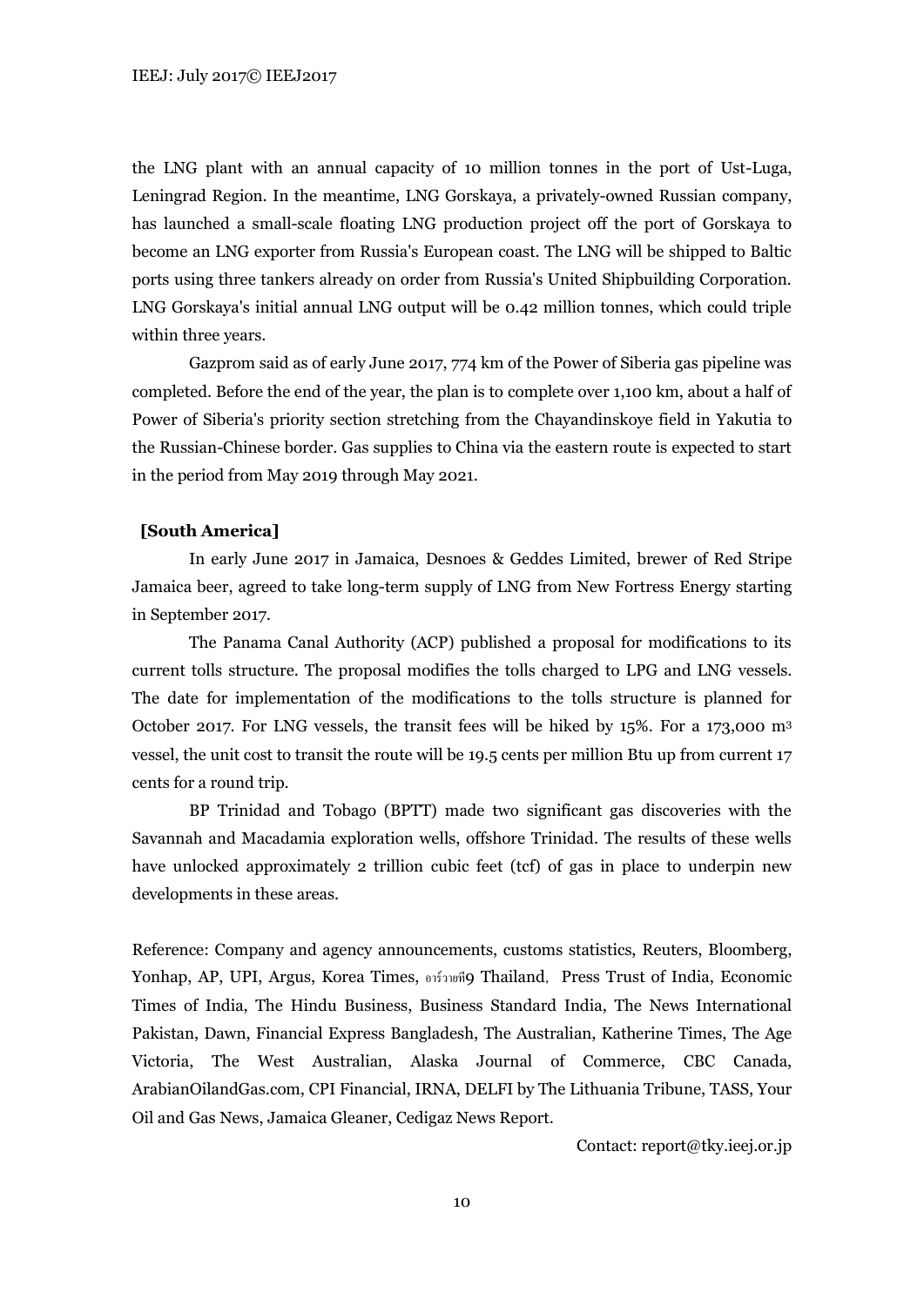the LNG plant with an annual capacity of 10 million tonnes in the port of Ust-Luga, Leningrad Region. In the meantime, LNG Gorskaya, a privately-owned Russian company, has launched a small-scale floating LNG production project off the port of Gorskaya to become an LNG exporter from Russia's European coast. The LNG will be shipped to Baltic ports using three tankers already on order from Russia's United Shipbuilding Corporation. LNG Gorskaya's initial annual LNG output will be 0.42 million tonnes, which could triple within three years.

Gazprom said as of early June 2017, 774 km of the Power of Siberia gas pipeline was completed. Before the end of the year, the plan is to complete over 1,100 km, about a half of Power of Siberia's priority section stretching from the Chayandinskoye field in Yakutia to the Russian-Chinese border. Gas supplies to China via the eastern route is expected to start in the period from May 2019 through May 2021.

**[South America]**

In early June 2017 in Jamaica, Desnoes & Geddes Limited, brewer of Red Stripe Jamaica beer, agreed to take long-term supply of LNG from New Fortress Energy starting in September 2017.

The Panama Canal Authority (ACP) published a proposal for modifications to its current tolls structure. The proposal modifies the tolls charged to LPG and LNG vessels. The date for implementation of the modifications to the tolls structure is planned for October 2017. For LNG vessels, the transit fees will be hiked by 15%. For a 173,000 $m^3$ vessel, the unit cost to transit the route will be 19.5 cents per million Btu up from current 17 cents for a round trip.

BP Trinidad and Tobago (BPTT) made two significant gas discoveries with the Savannah and Macadamia exploration wells, offshore Trinidad. The results of these wells have unlocked approximately 2 trillion cubic feet (tcf) of gas in place to underpin new developments in these areas.

Reference: Company and agency announcements, customs statistics, Reuters, Bloomberg, Yonhap, AP, UPI, Argus, Korea Times, อาร์วายที9 Thailand, Press Trust of India, Economic Times of India, The Hindu Business, Business Standard India, The News International Pakistan, Dawn, Financial Express Bangladesh, The Australian, Katherine Times, The Age Victoria, The West Australian, Alaska Journal of Commerce, CBC Canada, ArabianOilandGas.com, CPI Financial, IRNA, DELFI by The Lithuania Tribune, TASS, Your Oil and Gas News, Jamaica Gleaner, Cedigaz News Report.

Contact: report@tky.ieej.or.jp